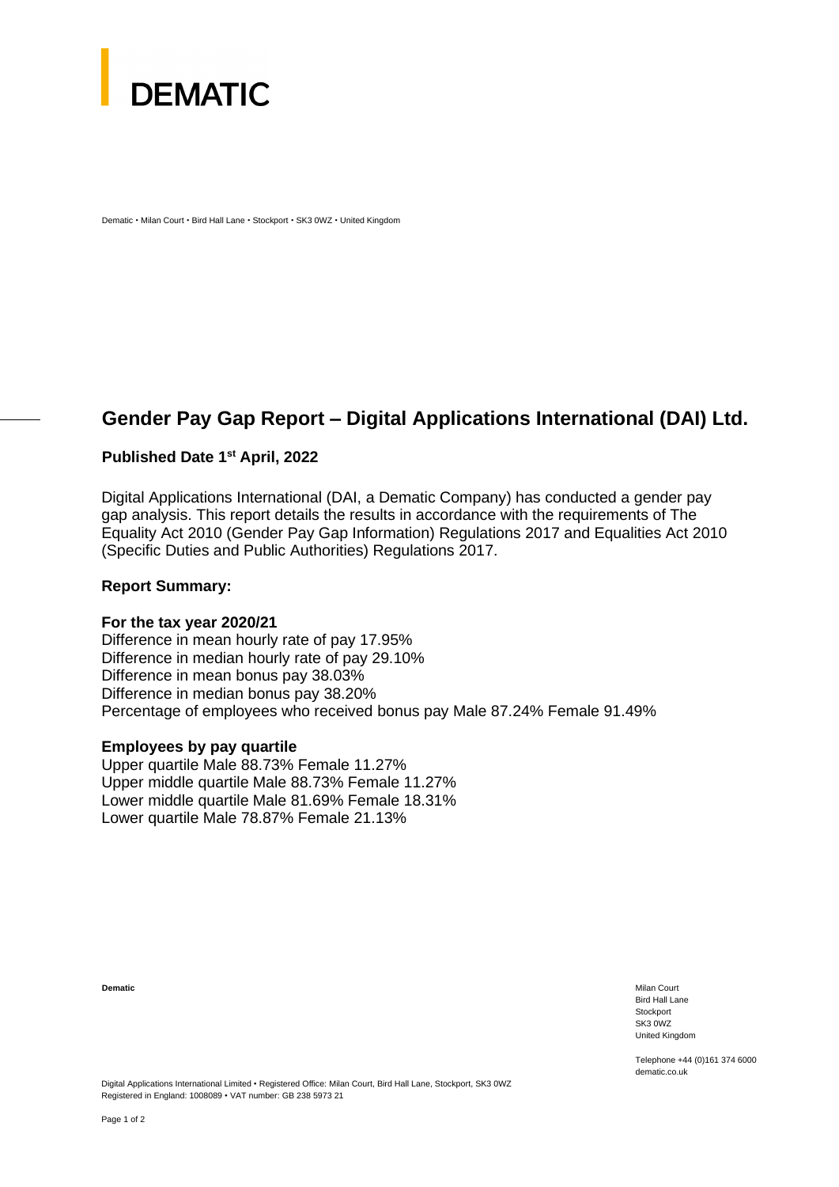DEMATIC

Dematic • Milan Court • Bird Hall Lane • Stockport • SK3 0WZ • United Kingdom

## Gender Pay Gap Report – Digital Applications International (DAI) Ltd.

**Published Date 1st April, 2022**

Digital Applications International (DAI, a Dematic Company) has conducted a gender pay gap analysis. This report details the results in accordance with the requirements of The Equality Act 2010 (Gender Pay Gap Information) Regulations 2017 and Equalities Act 2010 (Specific Duties and Public Authorities) Regulations 2017.

**Report Summary:**

**For the tax year 2020/21**
Difference in mean hourly rate of pay 17.95%
Difference in median hourly rate of pay 29.10%
Difference in mean bonus pay 38.03%
Difference in median bonus pay 38.20%
Percentage of employees who received bonus pay Male 87.24% Female 91.49%

**Employees by pay quartile**
Upper quartile Male 88.73% Female 11.27%
Upper middle quartile Male 88.73% Female 11.27%
Lower middle quartile Male 81.69% Female 18.31%
Lower quartile Male 78.87% Female 21.13%

**Dematic**

Milan Court
Bird Hall Lane
Stockport
SK3 0WZ
United Kingdom

Telephone +44 (0)161 374 6000
dematic.co.uk

Digital Applications International Limited • Registered Office: Milan Court, Bird Hall Lane, Stockport, SK3 0WZ
Registered in England: 1008089 • VAT number: GB 238 5973 21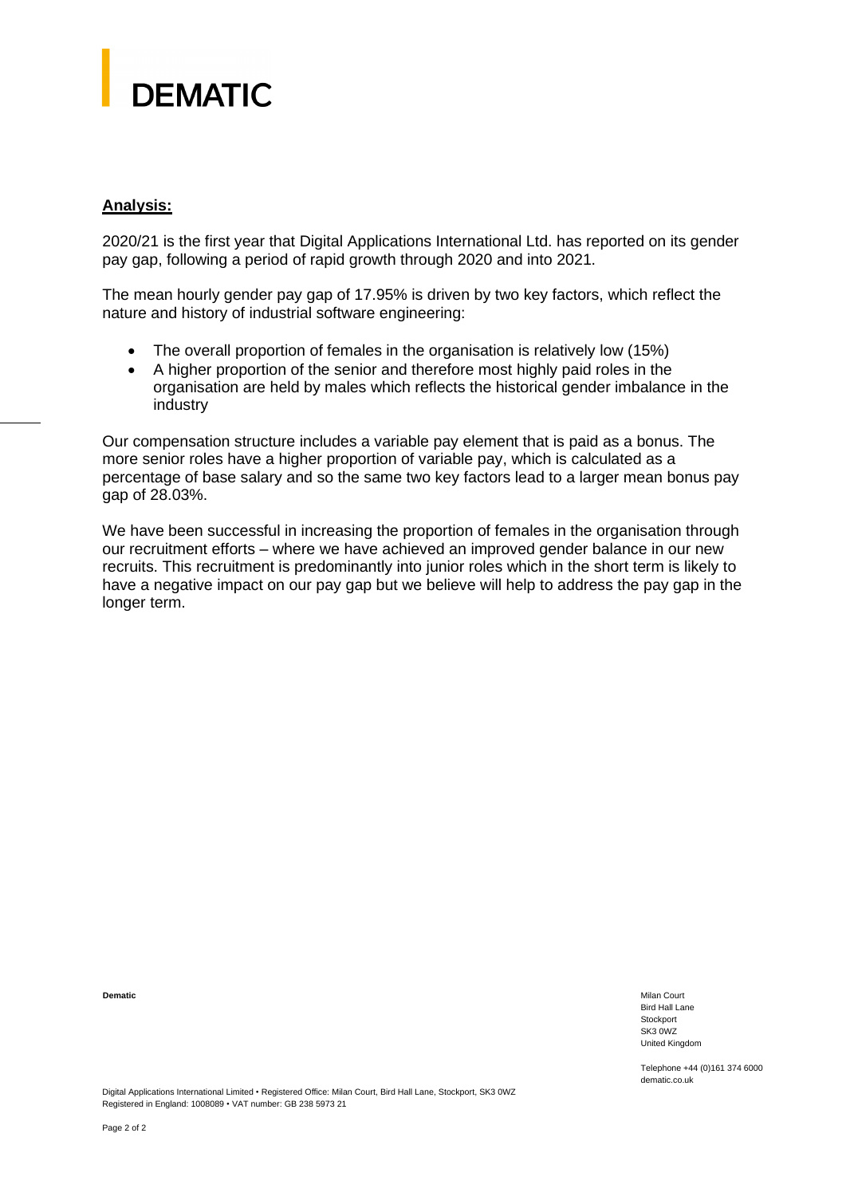**DEMATIC**

**Analysis:**

2020/21 is the first year that Digital Applications International Ltd. has reported on its gender pay gap, following a period of rapid growth through 2020 and into 2021.

The mean hourly gender pay gap of 17.95% is driven by two key factors, which reflect the nature and history of industrial software engineering:

- The overall proportion of females in the organisation is relatively low (15%)
- A higher proportion of the senior and therefore most highly paid roles in the organisation are held by males which reflects the historical gender imbalance in the industry

Our compensation structure includes a variable pay element that is paid as a bonus. The more senior roles have a higher proportion of variable pay, which is calculated as a percentage of base salary and so the same two key factors lead to a larger mean bonus pay gap of 28.03%.

We have been successful in increasing the proportion of females in the organisation through our recruitment efforts – where we have achieved an improved gender balance in our new recruits. This recruitment is predominantly into junior roles which in the short term is likely to have a negative impact on our pay gap but we believe will help to address the pay gap in the longer term.

**Dematic**

Milan Court
Bird Hall Lane
Stockport
SK3 0WZ
United Kingdom

Telephone +44 (0)161 374 6000
dematic.co.uk

Digital Applications International Limited • Registered Office: Milan Court, Bird Hall Lane, Stockport, SK3 0WZ
Registered in England: 1008089 • VAT number: GB 238 5973 21